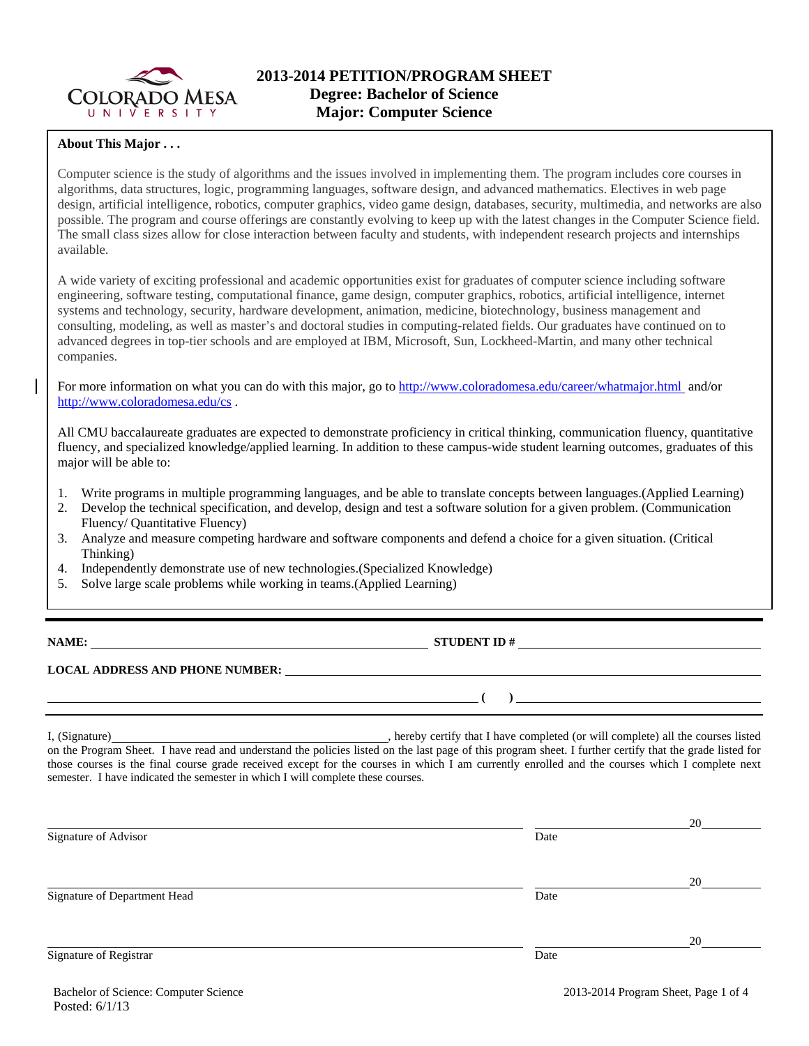# 2013-2014 PETITION/PROGRAM SHEET
## Degree: Bachelor of Science
## Major: Computer Science

**About This Major . . .**

Computer science is the study of algorithms and the issues involved in implementing them. The program includes core courses in algorithms, data structures, logic, programming languages, software design, and advanced mathematics. Electives in web page design, artificial intelligence, robotics, computer graphics, video game design, databases, security, multimedia, and networks are also possible. The program and course offerings are constantly evolving to keep up with the latest changes in the Computer Science field. The small class sizes allow for close interaction between faculty and students, with independent research projects and internships available.

A wide variety of exciting professional and academic opportunities exist for graduates of computer science including software engineering, software testing, computational finance, game design, computer graphics, robotics, artificial intelligence, internet systems and technology, security, hardware development, animation, medicine, biotechnology, business management and consulting, modeling, as well as master's and doctoral studies in computing-related fields. Our graduates have continued on to advanced degrees in top-tier schools and are employed at IBM, Microsoft, Sun, Lockheed-Martin, and many other technical companies.

For more information on what you can do with this major, go to http://www.coloradomesa.edu/career/whatmajor.html and/or http://www.coloradomesa.edu/cs .

All CMU baccalaureate graduates are expected to demonstrate proficiency in critical thinking, communication fluency, quantitative fluency, and specialized knowledge/applied learning. In addition to these campus-wide student learning outcomes, graduates of this major will be able to:

1. Write programs in multiple programming languages, and be able to translate concepts between languages.(Applied Learning)
2. Develop the technical specification, and develop, design and test a software solution for a given problem. (Communication Fluency/ Quantitative Fluency)
3. Analyze and measure competing hardware and software components and defend a choice for a given situation. (Critical Thinking)
4. Independently demonstrate use of new technologies.(Specialized Knowledge)
5. Solve large scale problems while working in teams.(Applied Learning)

---

**NAME:** ______________________________ **STUDENT ID #** ______________________________

**LOCAL ADDRESS AND PHONE NUMBER:** ______________________________

______________________________ **( )** ______________________________

I, (Signature)______________________________, hereby certify that I have completed (or will complete) all the courses listed on the Program Sheet. I have read and understand the policies listed on the last page of this program sheet. I further certify that the grade listed for those courses is the final course grade received except for the courses in which I am currently enrolled and the courses which I complete next semester. I have indicated the semester in which I will complete these courses.

______________________________ ______________ 20______
Signature of Advisor Date

______________________________ ______________ 20______
Signature of Department Head Date

______________________________ ______________ 20______
Signature of Registrar Date

Bachelor of Science: Computer Science
Posted: 6/1/13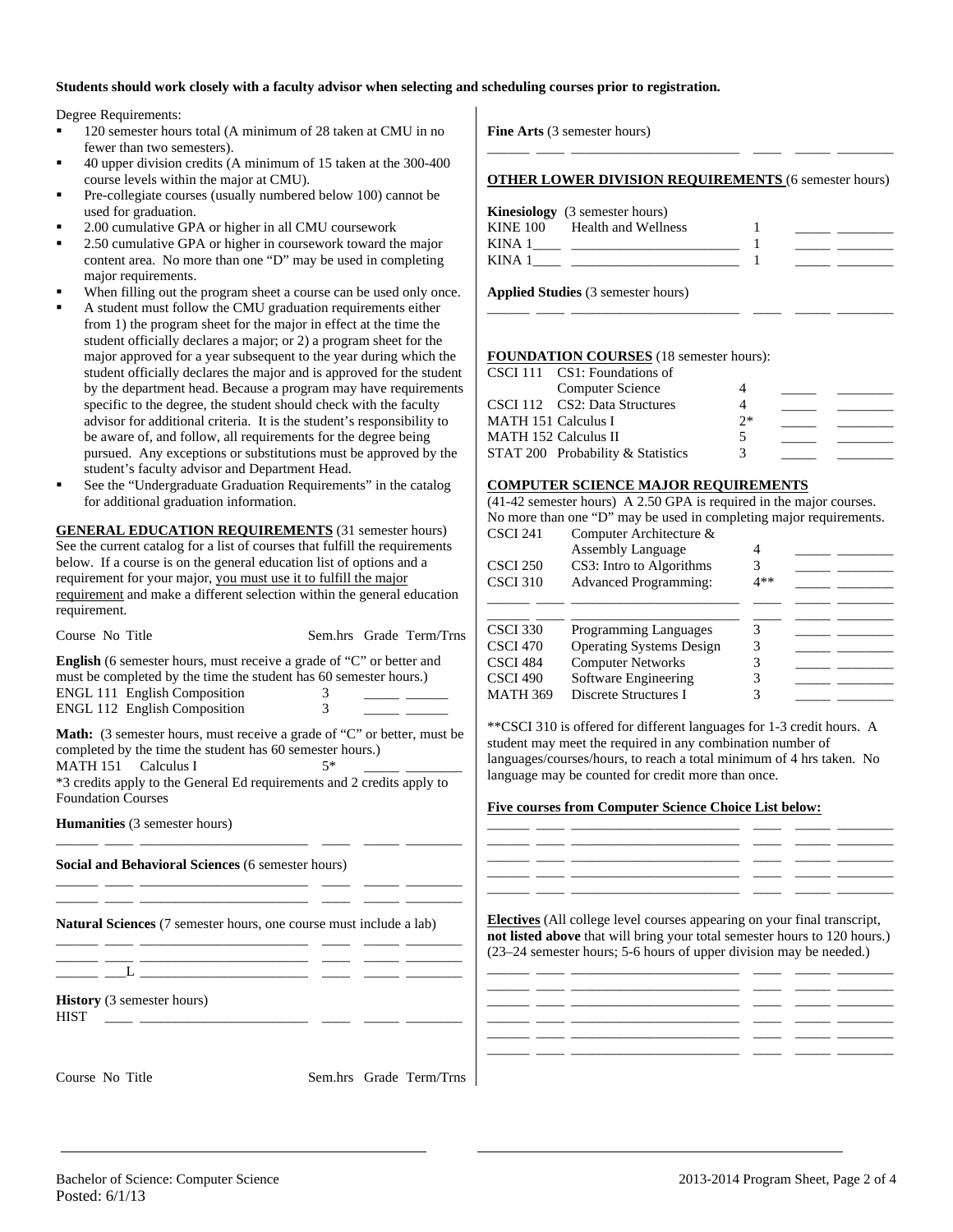**Students should work closely with a faculty advisor when selecting and scheduling courses prior to registration.**

Degree Requirements:

- 120 semester hours total (A minimum of 28 taken at CMU in no fewer than two semesters).
- 40 upper division credits (A minimum of 15 taken at the 300-400 course levels within the major at CMU).
- Pre-collegiate courses (usually numbered below 100) cannot be used for graduation.
- 2.00 cumulative GPA or higher in all CMU coursework
- 2.50 cumulative GPA or higher in coursework toward the major content area. No more than one "D" may be used in completing major requirements.
- When filling out the program sheet a course can be used only once.
- A student must follow the CMU graduation requirements either from 1) the program sheet for the major in effect at the time the student officially declares a major; or 2) a program sheet for the major approved for a year subsequent to the year during which the student officially declares the major and is approved for the student by the department head. Because a program may have requirements specific to the degree, the student should check with the faculty advisor for additional criteria. It is the student's responsibility to be aware of, and follow, all requirements for the degree being pursued. Any exceptions or substitutions must be approved by the student's faculty advisor and Department Head.
- See the "Undergraduate Graduation Requirements" in the catalog for additional graduation information.

**GENERAL EDUCATION REQUIREMENTS** (31 semester hours) See the current catalog for a list of courses that fulfill the requirements below. If a course is on the general education list of options and a requirement for your major, you must use it to fulfill the major requirement and make a different selection within the general education requirement.

| Course | No | Title | Sem.hrs | Grade | Term/Trns |
|---|---|---|---|---|---|

**English** (6 semester hours, must receive a grade of "C" or better and must be completed by the time the student has 60 semester hours.)

| Course | No | Title | Sem.hrs | Grade | Term/Trns |
|---|---|---|---|---|---|
| ENGL | 111 | English Composition | 3 | | |
| ENGL | 112 | English Composition | 3 | | |

**Math:** (3 semester hours, must receive a grade of "C" or better, must be completed by the time the student has 60 semester hours.)

| Course | No | Title | Sem.hrs | Grade | Term/Trns |
|---|---|---|---|---|---|
| MATH | 151 | Calculus I | 5* | | |

*3 credits apply to the General Ed requirements and 2 credits apply to Foundation Courses

**Humanities** (3 semester hours)

| Course | No | Title | Sem.hrs | Grade | Term/Trns |
|---|---|---|---|---|---|
| | | | | | |

**Social and Behavioral Sciences** (6 semester hours)

| Course | No | Title | Sem.hrs | Grade | Term/Trns |
|---|---|---|---|---|---|
| | | | | | |
| | | | | | |

**Natural Sciences** (7 semester hours, one course must include a lab)

| Course | No | Title | Sem.hrs | Grade | Term/Trns |
|---|---|---|---|---|---|
| | | | | | |
| | | | | | |
| | L | | | | |

**History** (3 semester hours)

| Course | No | Title | Sem.hrs | Grade | Term/Trns |
|---|---|---|---|---|---|
| HIST | | | | | |

| Course | No | Title | Sem.hrs | Grade | Term/Trns |
|---|---|---|---|---|---|

**Fine Arts** (3 semester hours)

| Course | No | Title | Sem.hrs | Grade | Term/Trns |
|---|---|---|---|---|---|
| | | | | | |

**OTHER LOWER DIVISION REQUIREMENTS** (6 semester hours)

**Kinesiology** (3 semester hours)

| Course | No | Title | Sem.hrs | Grade | Term/Trns |
|---|---|---|---|---|---|
| KINE | 100 | Health and Wellness | 1 | | |
| KINA | 1____ | | 1 | | |
| KINA | 1____ | | 1 | | |

**Applied Studies** (3 semester hours)

| Course | No | Title | Sem.hrs | Grade | Term/Trns |
|---|---|---|---|---|---|
| | | | | | |

**FOUNDATION COURSES** (18 semester hours):

| Course | No | Title | Sem.hrs | Grade | Term/Trns |
|---|---|---|---|---|---|
| CSCI | 111 | CS1: Foundations of Computer Science | 4 | | |
| CSCI | 112 | CS2: Data Structures | 4 | | |
| MATH | 151 | Calculus I | 2* | | |
| MATH | 152 | Calculus II | 5 | | |
| STAT | 200 | Probability & Statistics | 3 | | |

**COMPUTER SCIENCE MAJOR REQUIREMENTS**

(41-42 semester hours) A 2.50 GPA is required in the major courses. No more than one "D" may be used in completing major requirements.

| Course | No | Title | Sem.hrs | Grade | Term/Trns |
|---|---|---|---|---|---|
| CSCI | 241 | Computer Architecture & Assembly Language | 4 | | |
| CSCI | 250 | CS3: Intro to Algorithms | 3 | | |
| CSCI | 310 | Advanced Programming: | 4** | | |
| | | | | | |
| CSCI | 330 | Programming Languages | 3 | | |
| CSCI | 470 | Operating Systems Design | 3 | | |
| CSCI | 484 | Computer Networks | 3 | | |
| CSCI | 490 | Software Engineering | 3 | | |
| MATH | 369 | Discrete Structures I | 3 | | |

**CSCI 310 is offered for different languages for 1-3 credit hours. A student may meet the required in any combination number of languages/courses/hours, to reach a total minimum of 4 hrs taken. No language may be counted for credit more than once.

**Five courses from Computer Science Choice List below:**

| Course | No | Title | Sem.hrs | Grade | Term/Trns |
|---|---|---|---|---|---|
| | | | | | |
| | | | | | |
| | | | | | |
| | | | | | |
| | | | | | |

**Electives** (All college level courses appearing on your final transcript, **not listed above** that will bring your total semester hours to 120 hours.) (23–24 semester hours; 5-6 hours of upper division may be needed.)

| Course | No | Title | Sem.hrs | Grade | Term/Trns |
|---|---|---|---|---|---|
| | | | | | |
| | | | | | |
| | | | | | |
| | | | | | |
| | | | | | |
| | | | | | |

Bachelor of Science: Computer Science
Posted: 6/1/13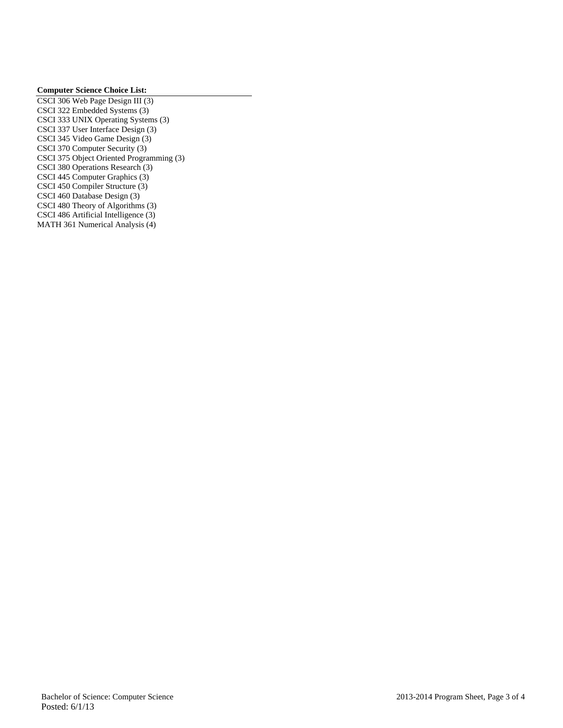**Computer Science Choice List:**

CSCI 306 Web Page Design III (3)
CSCI 322 Embedded Systems (3)
CSCI 333 UNIX Operating Systems (3)
CSCI 337 User Interface Design (3)
CSCI 345 Video Game Design (3)
CSCI 370 Computer Security (3)
CSCI 375 Object Oriented Programming (3)
CSCI 380 Operations Research (3)
CSCI 445 Computer Graphics (3)
CSCI 450 Compiler Structure (3)
CSCI 460 Database Design (3)
CSCI 480 Theory of Algorithms (3)
CSCI 486 Artificial Intelligence (3)
MATH 361 Numerical Analysis (4)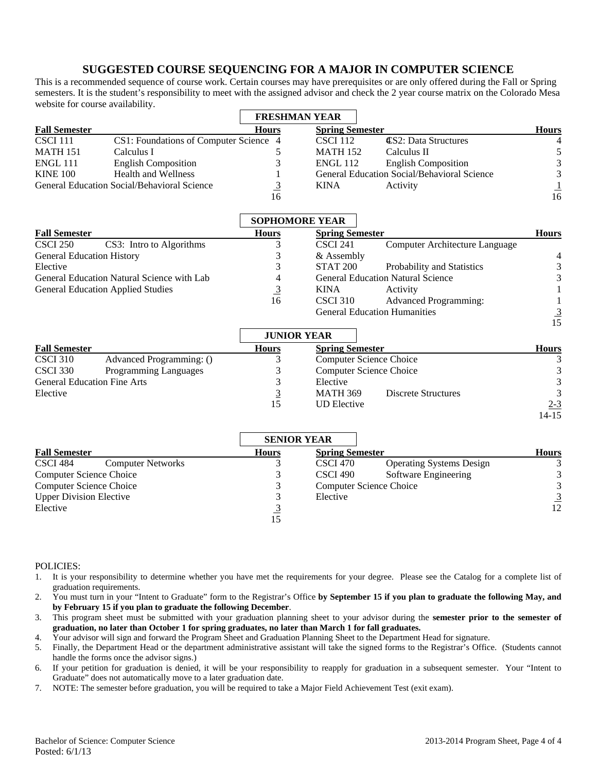## SUGGESTED COURSE SEQUENCING FOR A MAJOR IN COMPUTER SCIENCE

This is a recommended sequence of course work. Certain courses may have prerequisites or are only offered during the Fall or Spring semesters. It is the student's responsibility to meet with the assigned advisor and check the 2 year course matrix on the Colorado Mesa website for course availability.

### FRESHMAN YEAR

| Fall Semester | | Hours | Spring Semester | | Hours |
|---|---|---|---|---|---|
| CSCI 111 | CS1: Foundations of Computer Science | 4 | CSCI 112 | CS2: Data Structures | 4 |
| MATH 151 | Calculus I | 5 | MATH 152 | Calculus II | 5 |
| ENGL 111 | English Composition | 3 | ENGL 112 | English Composition | 3 |
| KINE 100 | Health and Wellness | 1 | General Education Social/Behavioral Science | | 3 |
| General Education Social/Behavioral Science | | 3 | KINA | Activity | 1 |
| | | 16 | | | 16 |

### SOPHOMORE YEAR

| Fall Semester | | Hours | Spring Semester | | Hours |
|---|---|---|---|---|---|
| CSCI 250 | CS3: Intro to Algorithms | 3 | CSCI 241 | Computer Architecture Language & Assembly | 4 |
| General Education History | | 3 | STAT 200 | Probability and Statistics | 3 |
| Elective | | 3 | General Education Natural Science | | 3 |
| General Education Natural Science with Lab | | 4 | KINA | Activity | 1 |
| General Education Applied Studies | | 3 | CSCI 310 | Advanced Programming: | 1 |
| | | 16 | General Education Humanities | | 3 |
| | | | | | 15 |

### JUNIOR YEAR

| Fall Semester | | Hours | Spring Semester | | Hours |
|---|---|---|---|---|---|
| CSCI 310 | Advanced Programming: () | 3 | Computer Science Choice | | 3 |
| CSCI 330 | Programming Languages | 3 | Computer Science Choice | | 3 |
| General Education Fine Arts | | 3 | Elective | | 3 |
| Elective | | 3 | MATH 369 | Discrete Structures | 3 |
| | | 15 | UD Elective | | 2-3 |
| | | | | | 14-15 |

### SENIOR YEAR

| Fall Semester | | Hours | Spring Semester | | Hours |
|---|---|---|---|---|---|
| CSCI 484 | Computer Networks | 3 | CSCI 470 | Operating Systems Design | 3 |
| Computer Science Choice | | 3 | CSCI 490 | Software Engineering | 3 |
| Computer Science Choice | | 3 | Computer Science Choice | | 3 |
| Upper Division Elective | | 3 | Elective | | 3 |
| Elective | | 3 | | | 12 |
| | | 15 | | | |

POLICIES:

1. It is your responsibility to determine whether you have met the requirements for your degree. Please see the Catalog for a complete list of graduation requirements.
2. You must turn in your "Intent to Graduate" form to the Registrar's Office **by September 15 if you plan to graduate the following May, and by February 15 if you plan to graduate the following December**.
3. This program sheet must be submitted with your graduation planning sheet to your advisor during the **semester prior to the semester of graduation, no later than October 1 for spring graduates, no later than March 1 for fall graduates.**
4. Your advisor will sign and forward the Program Sheet and Graduation Planning Sheet to the Department Head for signature.
5. Finally, the Department Head or the department administrative assistant will take the signed forms to the Registrar's Office. (Students cannot handle the forms once the advisor signs.)
6. If your petition for graduation is denied, it will be your responsibility to reapply for graduation in a subsequent semester. Your "Intent to Graduate" does not automatically move to a later graduation date.
7. NOTE: The semester before graduation, you will be required to take a Major Field Achievement Test (exit exam).

Bachelor of Science: Computer Science
Posted: 6/1/13

2013-2014 Program Sheet